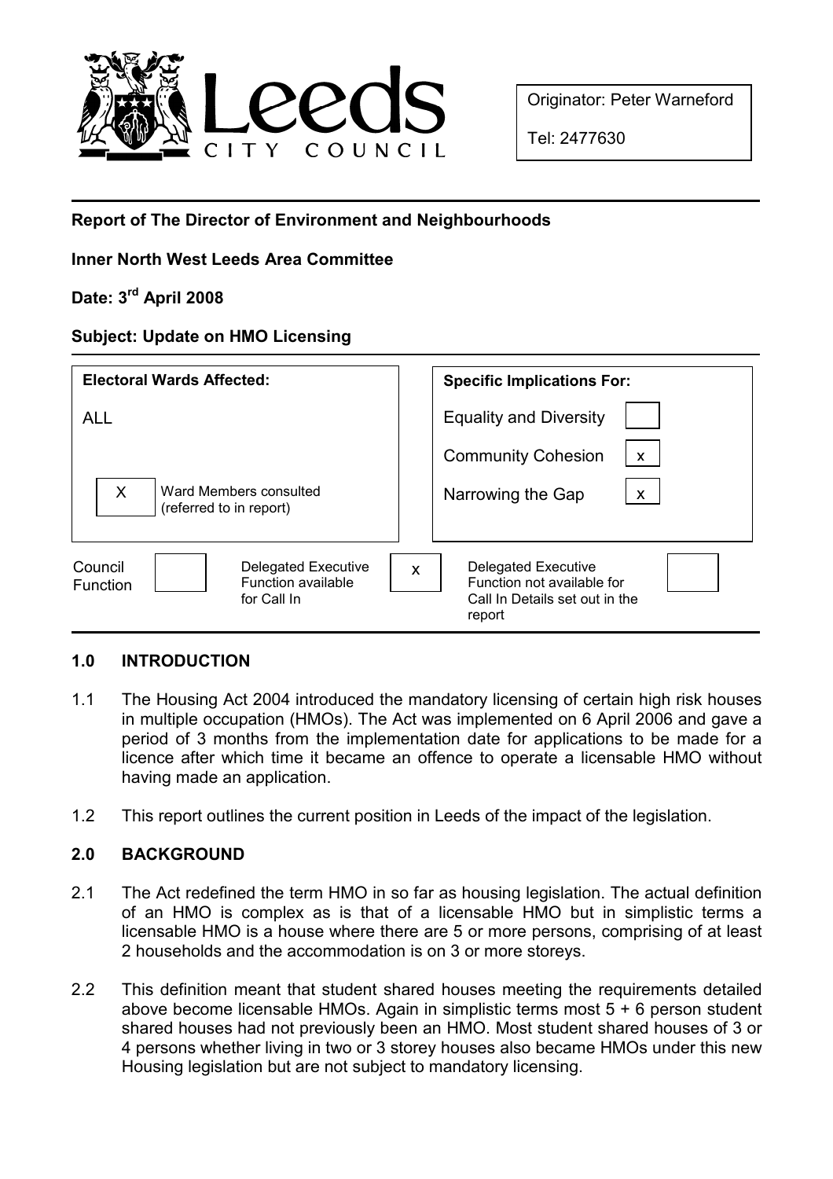Leeds CITY COUNCIL

Originator: Peter Warneford

Tel: 2477630

**Report of The Director of Environment and Neighbourhoods**

**Inner North West Leeds Area Committee**

**Date: 3rd April 2008**

**Subject: Update on HMO Licensing**

| Electoral Wards Affected: | Specific Implications For: | |
|---|---|---|
| ALL | Equality and Diversity | |
| | Community Cohesion | x |
| X Ward Members consulted (referred to in report) | Narrowing the Gap | x |

| Council Function | | Delegated Executive Function available for Call In | x | Delegated Executive Function not available for Call In Details set out in the report | |
|---|---|---|---|---|---|

## 1.0 INTRODUCTION

1.1 The Housing Act 2004 introduced the mandatory licensing of certain high risk houses in multiple occupation (HMOs). The Act was implemented on 6 April 2006 and gave a period of 3 months from the implementation date for applications to be made for a licence after which time it became an offence to operate a licensable HMO without having made an application.

1.2 This report outlines the current position in Leeds of the impact of the legislation.

## 2.0 BACKGROUND

2.1 The Act redefined the term HMO in so far as housing legislation. The actual definition of an HMO is complex as is that of a licensable HMO but in simplistic terms a licensable HMO is a house where there are 5 or more persons, comprising of at least 2 households and the accommodation is on 3 or more storeys.

2.2 This definition meant that student shared houses meeting the requirements detailed above become licensable HMOs. Again in simplistic terms most 5 + 6 person student shared houses had not previously been an HMO. Most student shared houses of 3 or 4 persons whether living in two or 3 storey houses also became HMOs under this new Housing legislation but are not subject to mandatory licensing.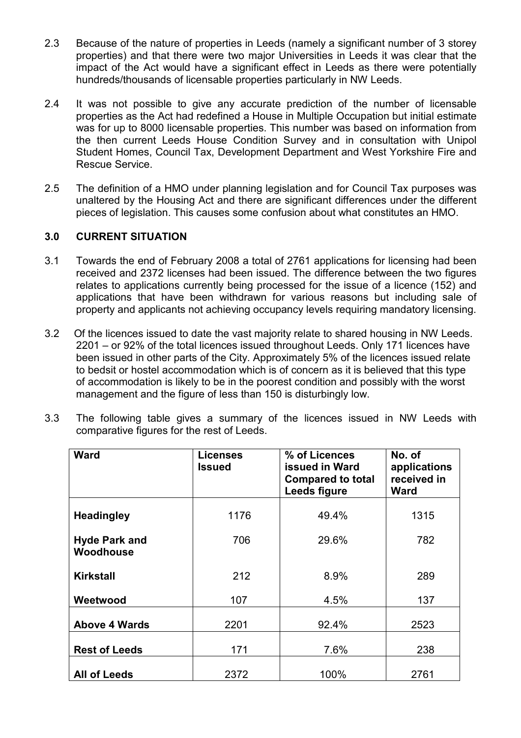2.3 Because of the nature of properties in Leeds (namely a significant number of 3 storey properties) and that there were two major Universities in Leeds it was clear that the impact of the Act would have a significant effect in Leeds as there were potentially hundreds/thousands of licensable properties particularly in NW Leeds.

2.4 It was not possible to give any accurate prediction of the number of licensable properties as the Act had redefined a House in Multiple Occupation but initial estimate was for up to 8000 licensable properties. This number was based on information from the then current Leeds House Condition Survey and in consultation with Unipol Student Homes, Council Tax, Development Department and West Yorkshire Fire and Rescue Service.

2.5 The definition of a HMO under planning legislation and for Council Tax purposes was unaltered by the Housing Act and there are significant differences under the different pieces of legislation. This causes some confusion about what constitutes an HMO.

## 3.0 CURRENT SITUATION

3.1 Towards the end of February 2008 a total of 2761 applications for licensing had been received and 2372 licenses had been issued. The difference between the two figures relates to applications currently being processed for the issue of a licence (152) and applications that have been withdrawn for various reasons but including sale of property and applicants not achieving occupancy levels requiring mandatory licensing.

3.2 Of the licences issued to date the vast majority relate to shared housing in NW Leeds. 2201 – or 92% of the total licences issued throughout Leeds. Only 171 licences have been issued in other parts of the City. Approximately 5% of the licences issued relate to bedsit or hostel accommodation which is of concern as it is believed that this type of accommodation is likely to be in the poorest condition and possibly with the worst management and the figure of less than 150 is disturbingly low.

3.3 The following table gives a summary of the licences issued in NW Leeds with comparative figures for the rest of Leeds.

| Ward | Licenses Issued | % of Licences issued in Ward Compared to total Leeds figure | No. of applications received in Ward |
|---|---|---|---|
| **Headingley** | 1176 | 49.4% | 1315 |
| **Hyde Park and Woodhouse** | 706 | 29.6% | 782 |
| **Kirkstall** | 212 | 8.9% | 289 |
| **Weetwood** | 107 | 4.5% | 137 |
| **Above 4 Wards** | 2201 | 92.4% | 2523 |
| **Rest of Leeds** | 171 | 7.6% | 238 |
| **All of Leeds** | 2372 | 100% | 2761 |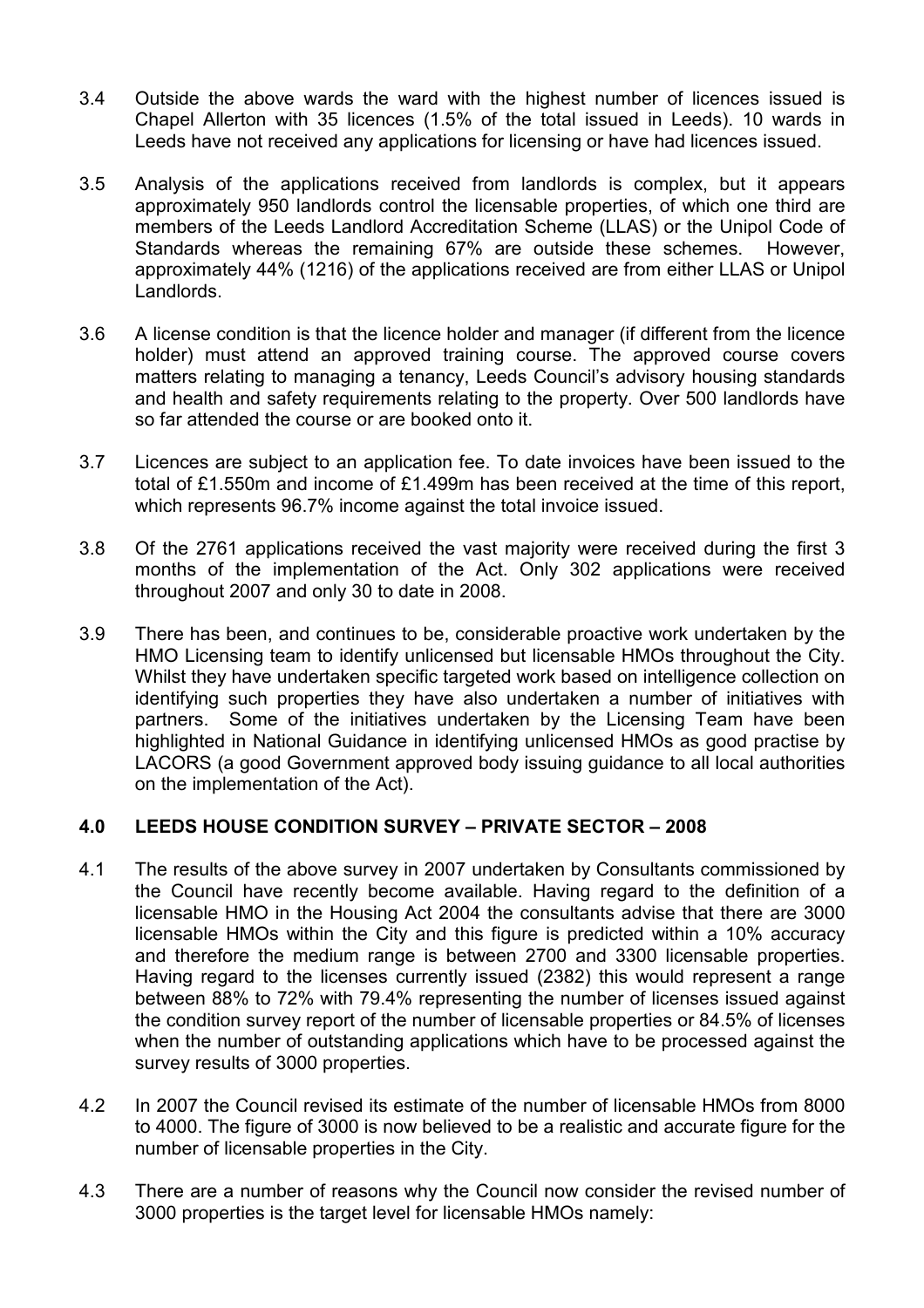3.4 Outside the above wards the ward with the highest number of licences issued is Chapel Allerton with 35 licences (1.5% of the total issued in Leeds). 10 wards in Leeds have not received any applications for licensing or have had licences issued.

3.5 Analysis of the applications received from landlords is complex, but it appears approximately 950 landlords control the licensable properties, of which one third are members of the Leeds Landlord Accreditation Scheme (LLAS) or the Unipol Code of Standards whereas the remaining 67% are outside these schemes. However, approximately 44% (1216) of the applications received are from either LLAS or Unipol Landlords.

3.6 A license condition is that the licence holder and manager (if different from the licence holder) must attend an approved training course. The approved course covers matters relating to managing a tenancy, Leeds Council's advisory housing standards and health and safety requirements relating to the property. Over 500 landlords have so far attended the course or are booked onto it.

3.7 Licences are subject to an application fee. To date invoices have been issued to the total of £1.550m and income of £1.499m has been received at the time of this report, which represents 96.7% income against the total invoice issued.

3.8 Of the 2761 applications received the vast majority were received during the first 3 months of the implementation of the Act. Only 302 applications were received throughout 2007 and only 30 to date in 2008.

3.9 There has been, and continues to be, considerable proactive work undertaken by the HMO Licensing team to identify unlicensed but licensable HMOs throughout the City. Whilst they have undertaken specific targeted work based on intelligence collection on identifying such properties they have also undertaken a number of initiatives with partners. Some of the initiatives undertaken by the Licensing Team have been highlighted in National Guidance in identifying unlicensed HMOs as good practise by LACORS (a good Government approved body issuing guidance to all local authorities on the implementation of the Act).

## 4.0 LEEDS HOUSE CONDITION SURVEY – PRIVATE SECTOR – 2008

4.1 The results of the above survey in 2007 undertaken by Consultants commissioned by the Council have recently become available. Having regard to the definition of a licensable HMO in the Housing Act 2004 the consultants advise that there are 3000 licensable HMOs within the City and this figure is predicted within a 10% accuracy and therefore the medium range is between 2700 and 3300 licensable properties. Having regard to the licenses currently issued (2382) this would represent a range between 88% to 72% with 79.4% representing the number of licenses issued against the condition survey report of the number of licensable properties or 84.5% of licenses when the number of outstanding applications which have to be processed against the survey results of 3000 properties.

4.2 In 2007 the Council revised its estimate of the number of licensable HMOs from 8000 to 4000. The figure of 3000 is now believed to be a realistic and accurate figure for the number of licensable properties in the City.

4.3 There are a number of reasons why the Council now consider the revised number of 3000 properties is the target level for licensable HMOs namely: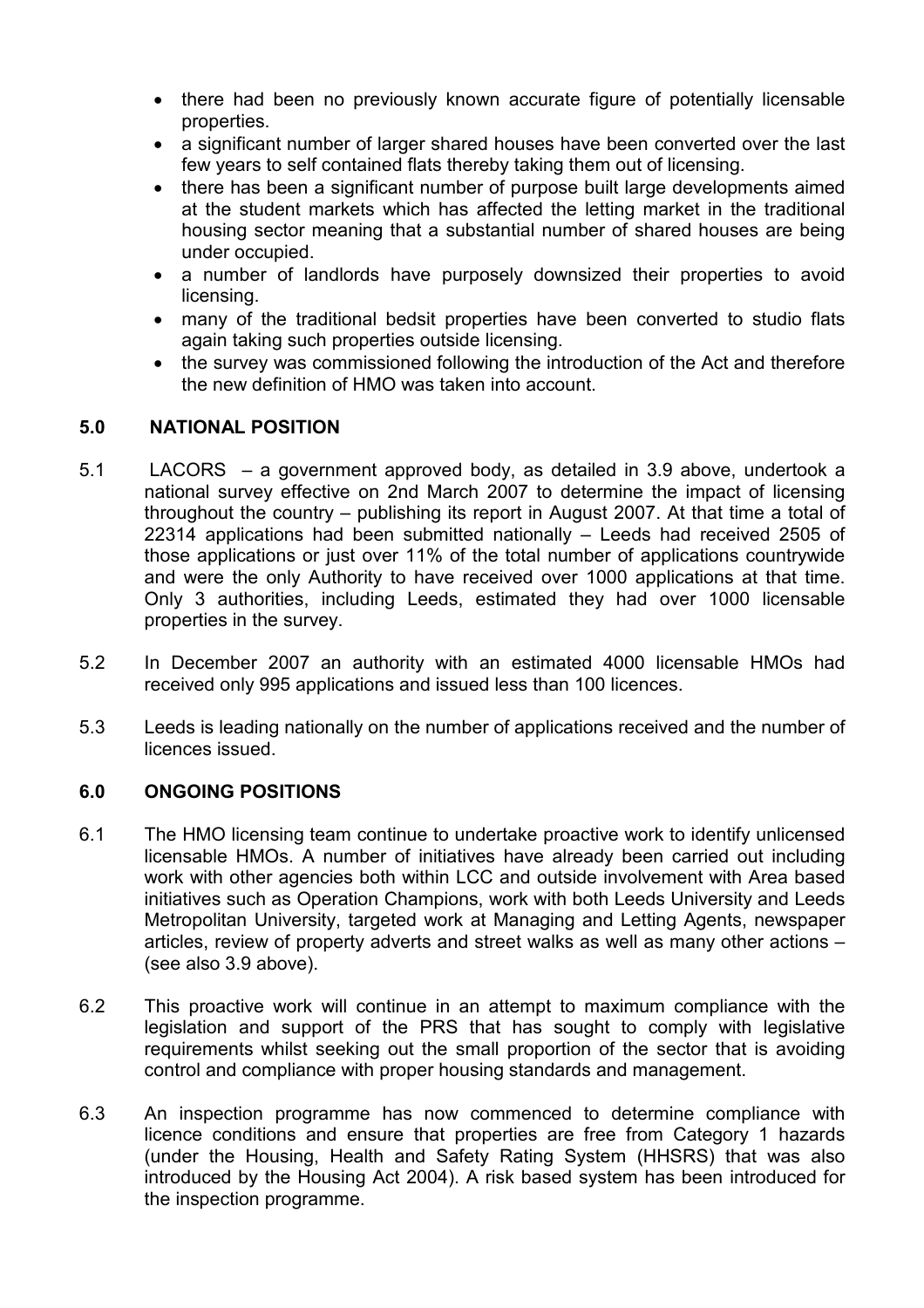- there had been no previously known accurate figure of potentially licensable properties.
- a significant number of larger shared houses have been converted over the last few years to self contained flats thereby taking them out of licensing.
- there has been a significant number of purpose built large developments aimed at the student markets which has affected the letting market in the traditional housing sector meaning that a substantial number of shared houses are being under occupied.
- a number of landlords have purposely downsized their properties to avoid licensing.
- many of the traditional bedsit properties have been converted to studio flats again taking such properties outside licensing.
- the survey was commissioned following the introduction of the Act and therefore the new definition of HMO was taken into account.

## 5.0 NATIONAL POSITION

5.1 LACORS – a government approved body, as detailed in 3.9 above, undertook a national survey effective on 2nd March 2007 to determine the impact of licensing throughout the country – publishing its report in August 2007. At that time a total of 22314 applications had been submitted nationally – Leeds had received 2505 of those applications or just over 11% of the total number of applications countrywide and were the only Authority to have received over 1000 applications at that time. Only 3 authorities, including Leeds, estimated they had over 1000 licensable properties in the survey.

5.2 In December 2007 an authority with an estimated 4000 licensable HMOs had received only 995 applications and issued less than 100 licences.

5.3 Leeds is leading nationally on the number of applications received and the number of licences issued.

## 6.0 ONGOING POSITIONS

6.1 The HMO licensing team continue to undertake proactive work to identify unlicensed licensable HMOs. A number of initiatives have already been carried out including work with other agencies both within LCC and outside involvement with Area based initiatives such as Operation Champions, work with both Leeds University and Leeds Metropolitan University, targeted work at Managing and Letting Agents, newspaper articles, review of property adverts and street walks as well as many other actions – (see also 3.9 above).

6.2 This proactive work will continue in an attempt to maximum compliance with the legislation and support of the PRS that has sought to comply with legislative requirements whilst seeking out the small proportion of the sector that is avoiding control and compliance with proper housing standards and management.

6.3 An inspection programme has now commenced to determine compliance with licence conditions and ensure that properties are free from Category 1 hazards (under the Housing, Health and Safety Rating System (HHSRS) that was also introduced by the Housing Act 2004). A risk based system has been introduced for the inspection programme.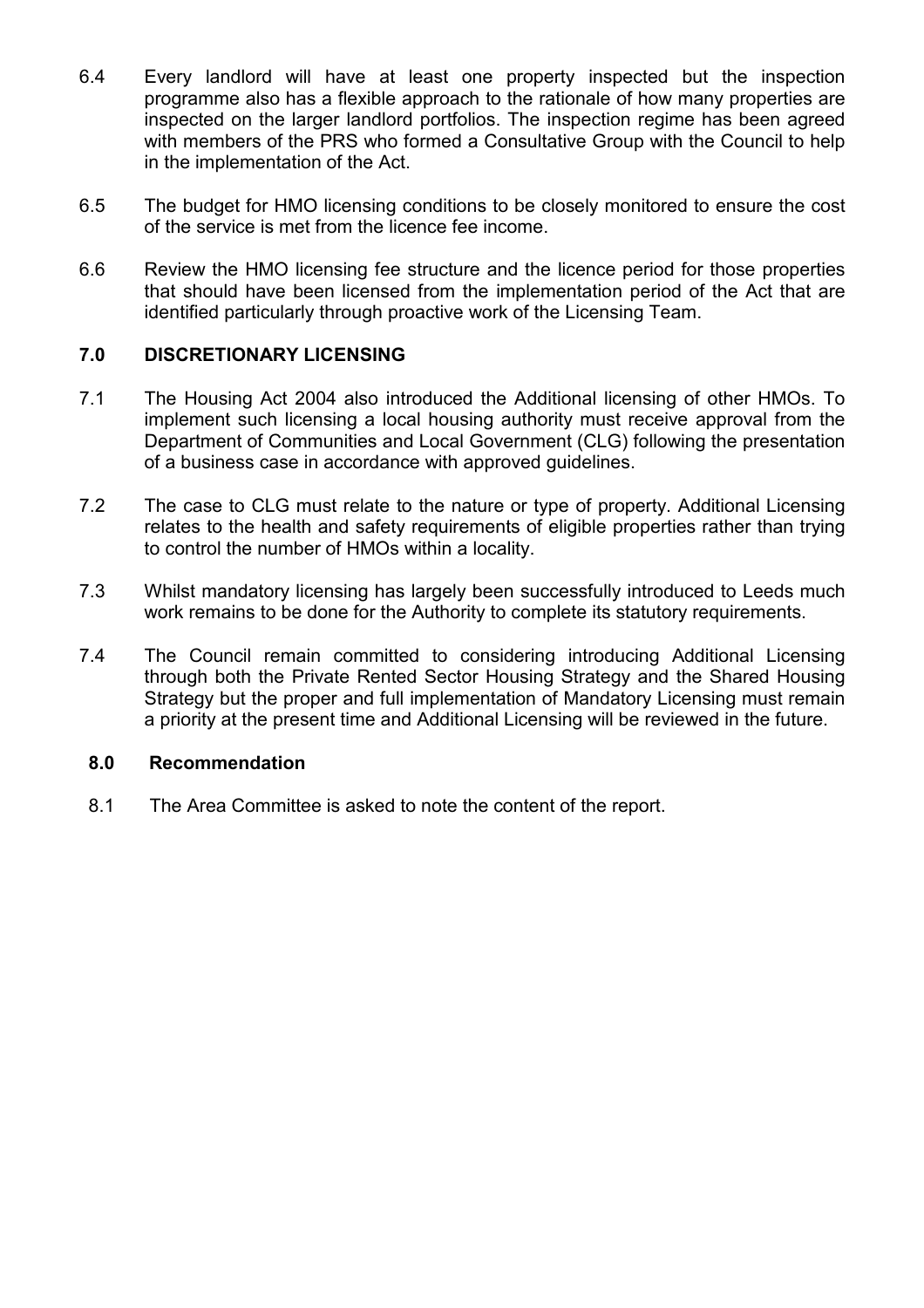6.4 Every landlord will have at least one property inspected but the inspection programme also has a flexible approach to the rationale of how many properties are inspected on the larger landlord portfolios. The inspection regime has been agreed with members of the PRS who formed a Consultative Group with the Council to help in the implementation of the Act.

6.5 The budget for HMO licensing conditions to be closely monitored to ensure the cost of the service is met from the licence fee income.

6.6 Review the HMO licensing fee structure and the licence period for those properties that should have been licensed from the implementation period of the Act that are identified particularly through proactive work of the Licensing Team.

## 7.0 DISCRETIONARY LICENSING

7.1 The Housing Act 2004 also introduced the Additional licensing of other HMOs. To implement such licensing a local housing authority must receive approval from the Department of Communities and Local Government (CLG) following the presentation of a business case in accordance with approved guidelines.

7.2 The case to CLG must relate to the nature or type of property. Additional Licensing relates to the health and safety requirements of eligible properties rather than trying to control the number of HMOs within a locality.

7.3 Whilst mandatory licensing has largely been successfully introduced to Leeds much work remains to be done for the Authority to complete its statutory requirements.

7.4 The Council remain committed to considering introducing Additional Licensing through both the Private Rented Sector Housing Strategy and the Shared Housing Strategy but the proper and full implementation of Mandatory Licensing must remain a priority at the present time and Additional Licensing will be reviewed in the future.

## 8.0 Recommendation

8.1 The Area Committee is asked to note the content of the report.